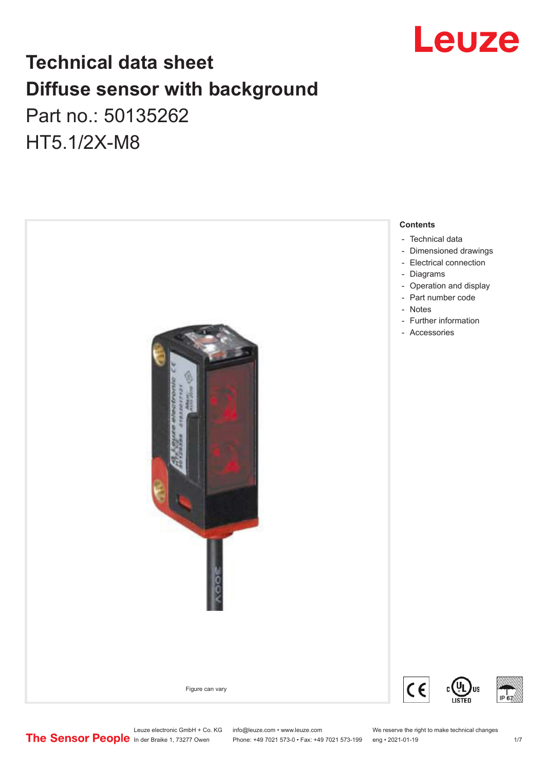# Technical data sheet
# Diffuse sensor with background

Part no.: 50135262

HT5.1/2X-M8

Figure can vary

**Contents**

- Technical data
- Dimensioned drawings
- Electrical connection
- Diagrams
- Operation and display
- Part number code
- Notes
- Further information
- Accessories

Leuze electronic GmbH + Co. KG
In der Braike 1, 73277 Owen

info@leuze.com • www.leuze.com
Phone: +49 7021 573-0 • Fax: +49 7021 573-199

We reserve the right to make technical changes
eng • 2021-01-19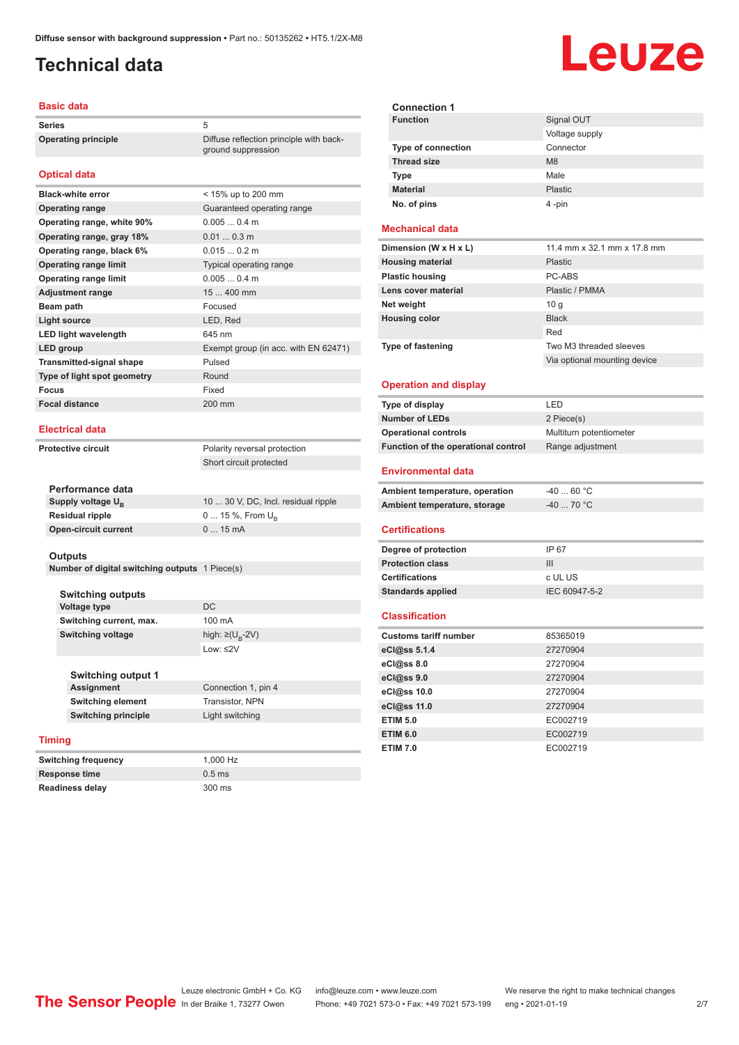Diffuse sensor with background suppression • Part no.: 50135262 • HT5.1/2X-M8

# Technical data

## Basic data

| | |
|---|---|
| **Series** | 5 |
| **Operating principle** | Diffuse reflection principle with background suppression |

## Optical data

| | |
|---|---|
| **Black-white error** | < 15% up to 200 mm |
| **Operating range** | Guaranteed operating range |
| **Operating range, white 90%** | 0.005 ... 0.4 m |
| **Operating range, gray 18%** | 0.01 ... 0.3 m |
| **Operating range, black 6%** | 0.015 ... 0.2 m |
| **Operating range limit** | Typical operating range |
| **Operating range limit** | 0.005 ... 0.4 m |
| **Adjustment range** | 15 ... 400 mm |
| **Beam path** | Focused |
| **Light source** | LED, Red |
| **LED light wavelength** | 645 nm |
| **LED group** | Exempt group (in acc. with EN 62471) |
| **Transmitted-signal shape** | Pulsed |
| **Type of light spot geometry** | Round |
| **Focus** | Fixed |
| **Focal distance** | 200 mm |

## Electrical data

| | |
|---|---|
| **Protective circuit** | Polarity reversal protection |
| | Short circuit protected |

### Performance data

| | |
|---|---|
| **Supply voltage $U_B$** | 10 ... 30 V, DC, Incl. residual ripple |
| **Residual ripple** | 0 ... 15 %, From $U_B$ |
| **Open-circuit current** | 0 ... 15 mA |

### Outputs

| | |
|---|---|
| **Number of digital switching outputs** | 1 Piece(s) |

### Switching outputs

| | |
|---|---|
| **Voltage type** | DC |
| **Switching current, max.** | 100 mA |
| **Switching voltage** | high: ≥($U_B$-2V) |
| | Low: ≤2V |

### Switching output 1

| | |
|---|---|
| **Assignment** | Connection 1, pin 4 |
| **Switching element** | Transistor, NPN |
| **Switching principle** | Light switching |

## Timing

| | |
|---|---|
| **Switching frequency** | 1,000 Hz |
| **Response time** | 0.5 ms |
| **Readiness delay** | 300 ms |

### Connection 1

| | |
|---|---|
| **Function** | Signal OUT |
| | Voltage supply |
| **Type of connection** | Connector |
| **Thread size** | M8 |
| **Type** | Male |
| **Material** | Plastic |
| **No. of pins** | 4 -pin |

## Mechanical data

| | |
|---|---|
| **Dimension (W x H x L)** | 11.4 mm x 32.1 mm x 17.8 mm |
| **Housing material** | Plastic |
| **Plastic housing** | PC-ABS |
| **Lens cover material** | Plastic / PMMA |
| **Net weight** | 10 g |
| **Housing color** | Black |
| | Red |
| **Type of fastening** | Two M3 threaded sleeves |
| | Via optional mounting device |

## Operation and display

| | |
|---|---|
| **Type of display** | LED |
| **Number of LEDs** | 2 Piece(s) |
| **Operational controls** | Multiturn potentiometer |
| **Function of the operational control** | Range adjustment |

## Environmental data

| | |
|---|---|
| **Ambient temperature, operation** | -40 ... 60 °C |
| **Ambient temperature, storage** | -40 ... 70 °C |

## Certifications

| | |
|---|---|
| **Degree of protection** | IP 67 |
| **Protection class** | III |
| **Certifications** | c UL US |
| **Standards applied** | IEC 60947-5-2 |

## Classification

| | |
|---|---|
| **Customs tariff number** | 85365019 |
| **eCl@ss 5.1.4** | 27270904 |
| **eCl@ss 8.0** | 27270904 |
| **eCl@ss 9.0** | 27270904 |
| **eCl@ss 10.0** | 27270904 |
| **eCl@ss 11.0** | 27270904 |
| **ETIM 5.0** | EC002719 |
| **ETIM 6.0** | EC002719 |
| **ETIM 7.0** | EC002719 |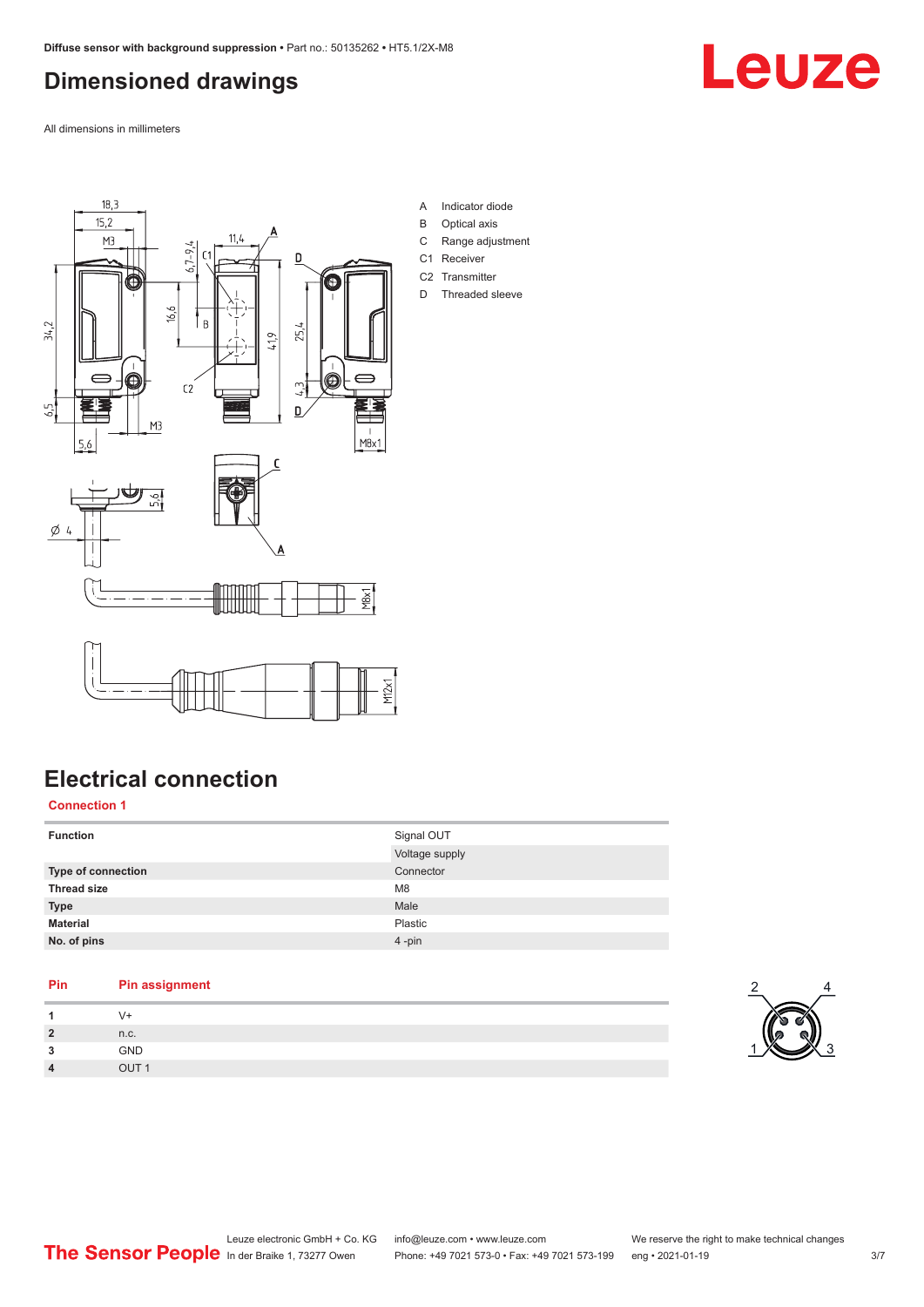# Dimensioned drawings

All dimensions in millimeters

A Indicator diode
B Optical axis
C Range adjustment
C1 Receiver
C2 Transmitter
D Threaded sleeve

# Electrical connection

## Connection 1

| Function | Signal OUT |
|---|---|
| | Voltage supply |
| Type of connection | Connector |
| Thread size | M8 |
| Type | Male |
| Material | Plastic |
| No. of pins | 4 -pin |

| Pin | Pin assignment |
|---|---|
| 1 | V+ |
| 2 | n.c. |
| 3 | GND |
| 4 | OUT 1 |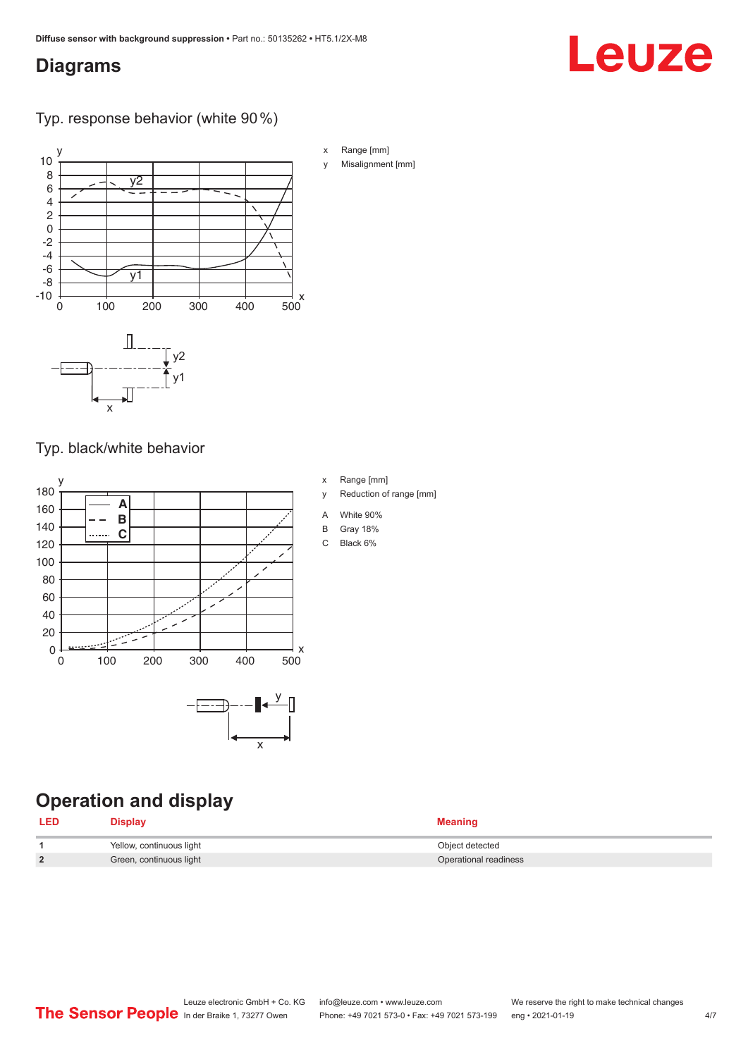## Diagrams

### Typ. response behavior (white 90 %)

x Range [mm]

y Misalignment [mm]

### Typ. black/white behavior

x Range [mm]

y Reduction of range [mm]

A White 90%

B Gray 18%

C Black 6%

## Operation and display

| LED | Display | Meaning |
|---|---|---|
| 1 | Yellow, continuous light | Object detected |
| 2 | Green, continuous light | Operational readiness |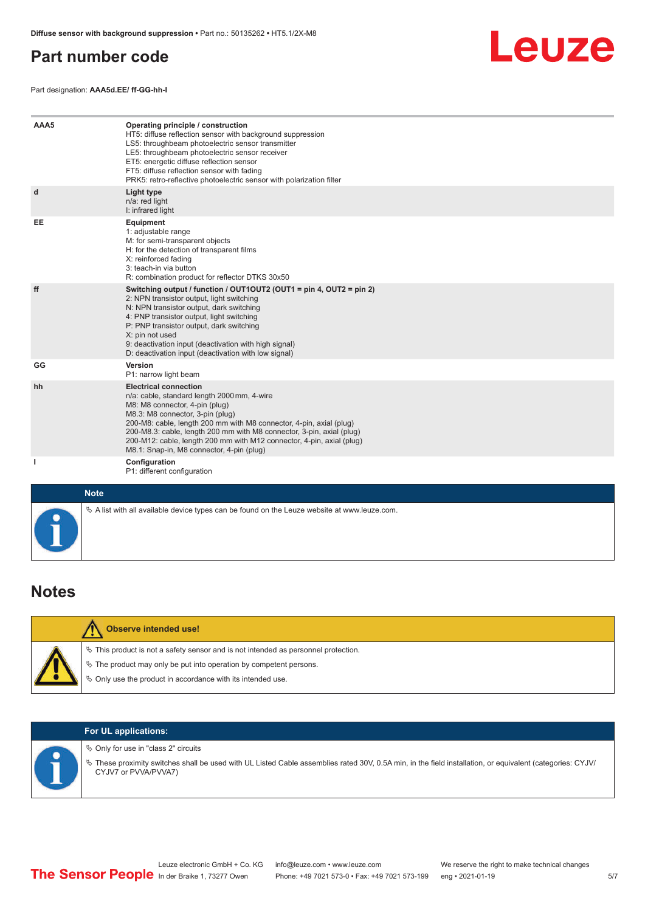## Part number code

Part designation: **AAA5d.EE/ ff-GG-hh-I**

| | |
|---|---|
| **AAA5** | **Operating principle / construction**<br>HT5: diffuse reflection sensor with background suppression<br>LS5: throughbeam photoelectric sensor transmitter<br>LE5: throughbeam photoelectric sensor receiver<br>ET5: energetic diffuse reflection sensor<br>FT5: diffuse reflection sensor with fading<br>PRK5: retro-reflective photoelectric sensor with polarization filter |
| **d** | **Light type**<br>n/a: red light<br>I: infrared light |
| **EE** | **Equipment**<br>1: adjustable range<br>M: for semi-transparent objects<br>H: for the detection of transparent films<br>X: reinforced fading<br>3: teach-in via button<br>R: combination product for reflector DTKS 30x50 |
| **ff** | **Switching output / function / OUT1OUT2 (OUT1 = pin 4, OUT2 = pin 2)**<br>2: NPN transistor output, light switching<br>N: NPN transistor output, dark switching<br>4: PNP transistor output, light switching<br>P: PNP transistor output, dark switching<br>X: pin not used<br>9: deactivation input (deactivation with high signal)<br>D: deactivation input (deactivation with low signal) |
| **GG** | **Version**<br>P1: narrow light beam |
| **hh** | **Electrical connection**<br>n/a: cable, standard length 2000 mm, 4-wire<br>M8: M8 connector, 4-pin (plug)<br>M8.3: M8 connector, 3-pin (plug)<br>200-M8: cable, length 200 mm with M8 connector, 4-pin, axial (plug)<br>200-M8.3: cable, length 200 mm with M8 connector, 3-pin, axial (plug)<br>200-M12: cable, length 200 mm with M12 connector, 4-pin, axial (plug)<br>M8.1: Snap-in, M8 connector, 4-pin (plug) |
| **I** | **Configuration**<br>P1: different configuration |

**Note**

- A list with all available device types can be found on the Leuze website at www.leuze.com.

## Notes

**Observe intended use!**

- This product is not a safety sensor and is not intended as personnel protection.
- The product may only be put into operation by competent persons.
- Only use the product in accordance with its intended use.

**For UL applications:**

- Only for use in "class 2" circuits
- These proximity switches shall be used with UL Listed Cable assemblies rated 30V, 0.5A min, in the field installation, or equivalent (categories: CYJV/CYJV7 or PVVA/PVVA7)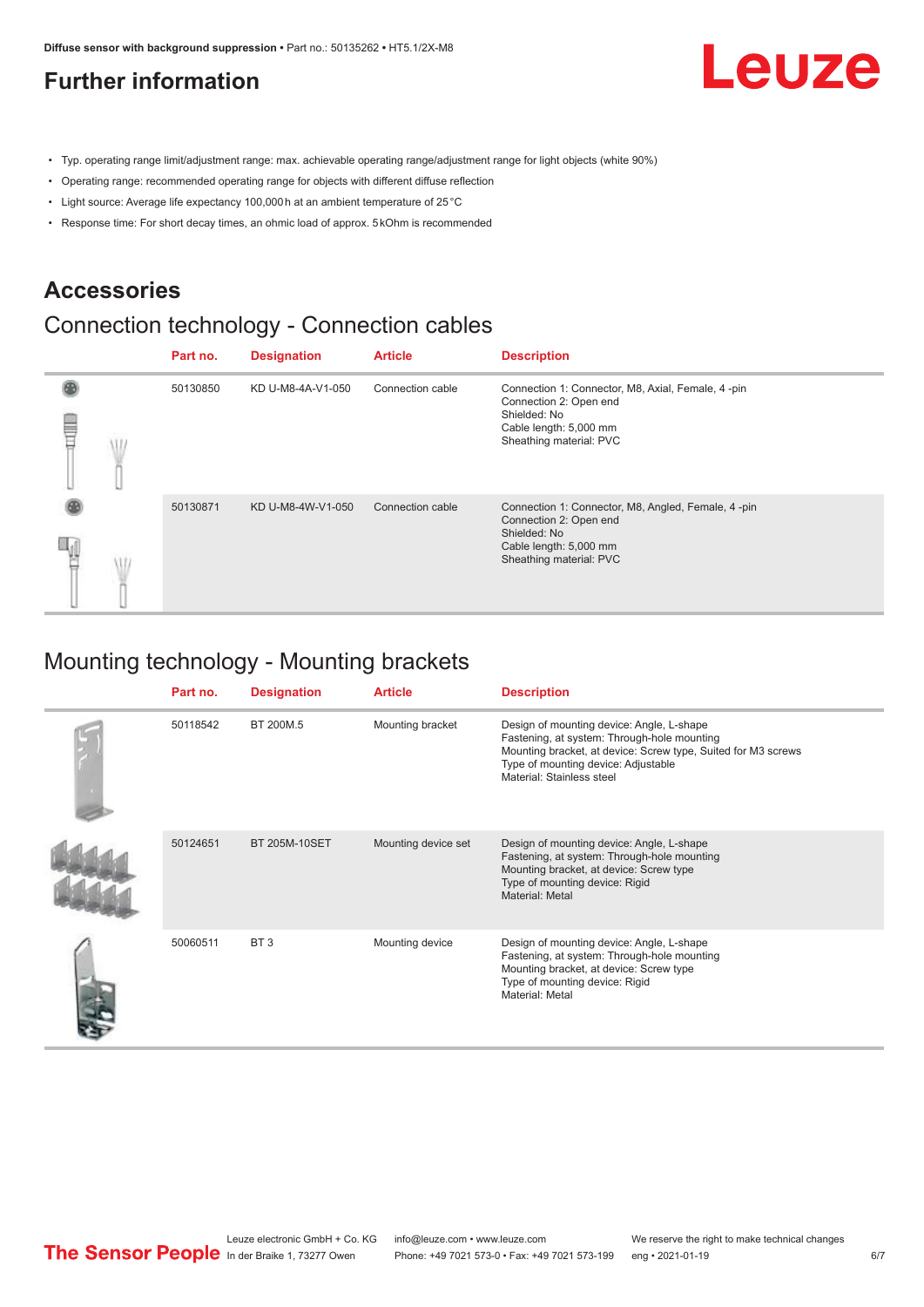# Further information

- Typ. operating range limit/adjustment range: max. achievable operating range/adjustment range for light objects (white 90%)
- Operating range: recommended operating range for objects with different diffuse reflection
- Light source: Average life expectancy 100,000 h at an ambient temperature of 25 °C
- Response time: For short decay times, an ohmic load of approx. 5 kOhm is recommended

# Accessories

## Connection technology - Connection cables

| | Part no. | Designation | Article | Description |
|---|---|---|---|---|
| | 50130850 | KD U-M8-4A-V1-050 | Connection cable | Connection 1: Connector, M8, Axial, Female, 4 -pin<br>Connection 2: Open end<br>Shielded: No<br>Cable length: 5,000 mm<br>Sheathing material: PVC |
| | 50130871 | KD U-M8-4W-V1-050 | Connection cable | Connection 1: Connector, M8, Angled, Female, 4 -pin<br>Connection 2: Open end<br>Shielded: No<br>Cable length: 5,000 mm<br>Sheathing material: PVC |

## Mounting technology - Mounting brackets

| | Part no. | Designation | Article | Description |
|---|---|---|---|---|
| | 50118542 | BT 200M.5 | Mounting bracket | Design of mounting device: Angle, L-shape<br>Fastening, at system: Through-hole mounting<br>Mounting bracket, at device: Screw type, Suited for M3 screws<br>Type of mounting device: Adjustable<br>Material: Stainless steel |
| | 50124651 | BT 205M-10SET | Mounting device set | Design of mounting device: Angle, L-shape<br>Fastening, at system: Through-hole mounting<br>Mounting bracket, at device: Screw type<br>Type of mounting device: Rigid<br>Material: Metal |
| | 50060511 | BT 3 | Mounting device | Design of mounting device: Angle, L-shape<br>Fastening, at system: Through-hole mounting<br>Mounting bracket, at device: Screw type<br>Type of mounting device: Rigid<br>Material: Metal |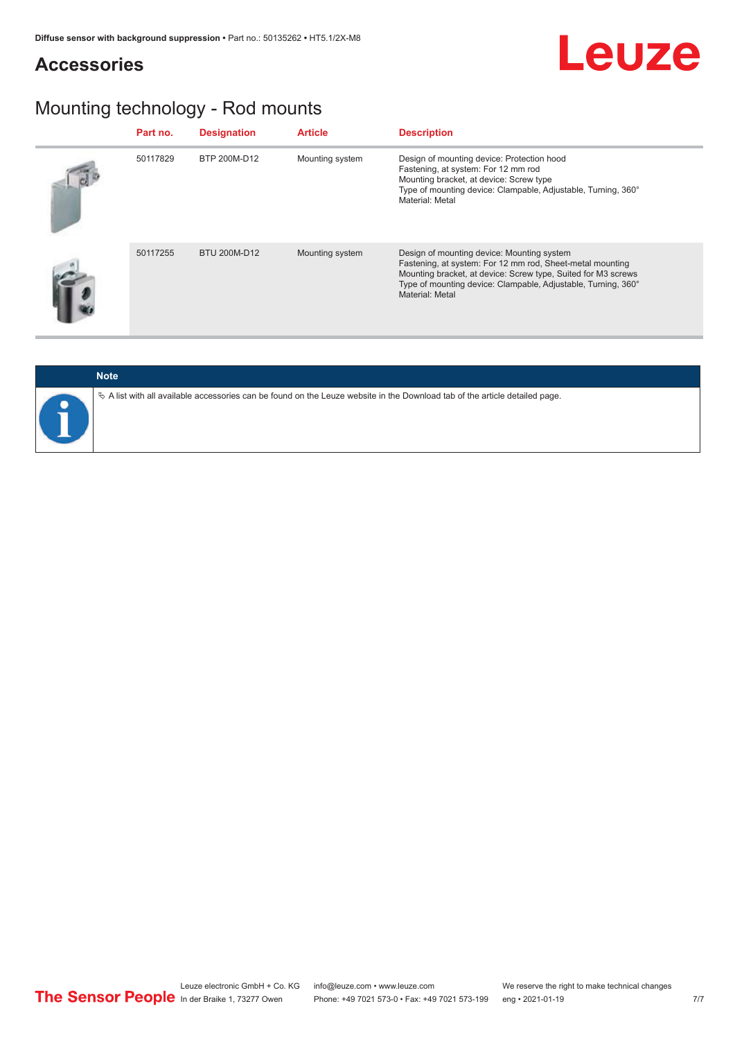## Accessories

# Mounting technology - Rod mounts

| | Part no. | Designation | Article | Description |
|---|---|---|---|---|
| | 50117829 | BTP 200M-D12 | Mounting system | Design of mounting device: Protection hood<br>Fastening, at system: For 12 mm rod<br>Mounting bracket, at device: Screw type<br>Type of mounting device: Clampable, Adjustable, Turning, 360°<br>Material: Metal |
| | 50117255 | BTU 200M-D12 | Mounting system | Design of mounting device: Mounting system<br>Fastening, at system: For 12 mm rod, Sheet-metal mounting<br>Mounting bracket, at device: Screw type, Suited for M3 screws<br>Type of mounting device: Clampable, Adjustable, Turning, 360°<br>Material: Metal |

**Note**

↳ A list with all available accessories can be found on the Leuze website in the Download tab of the article detailed page.